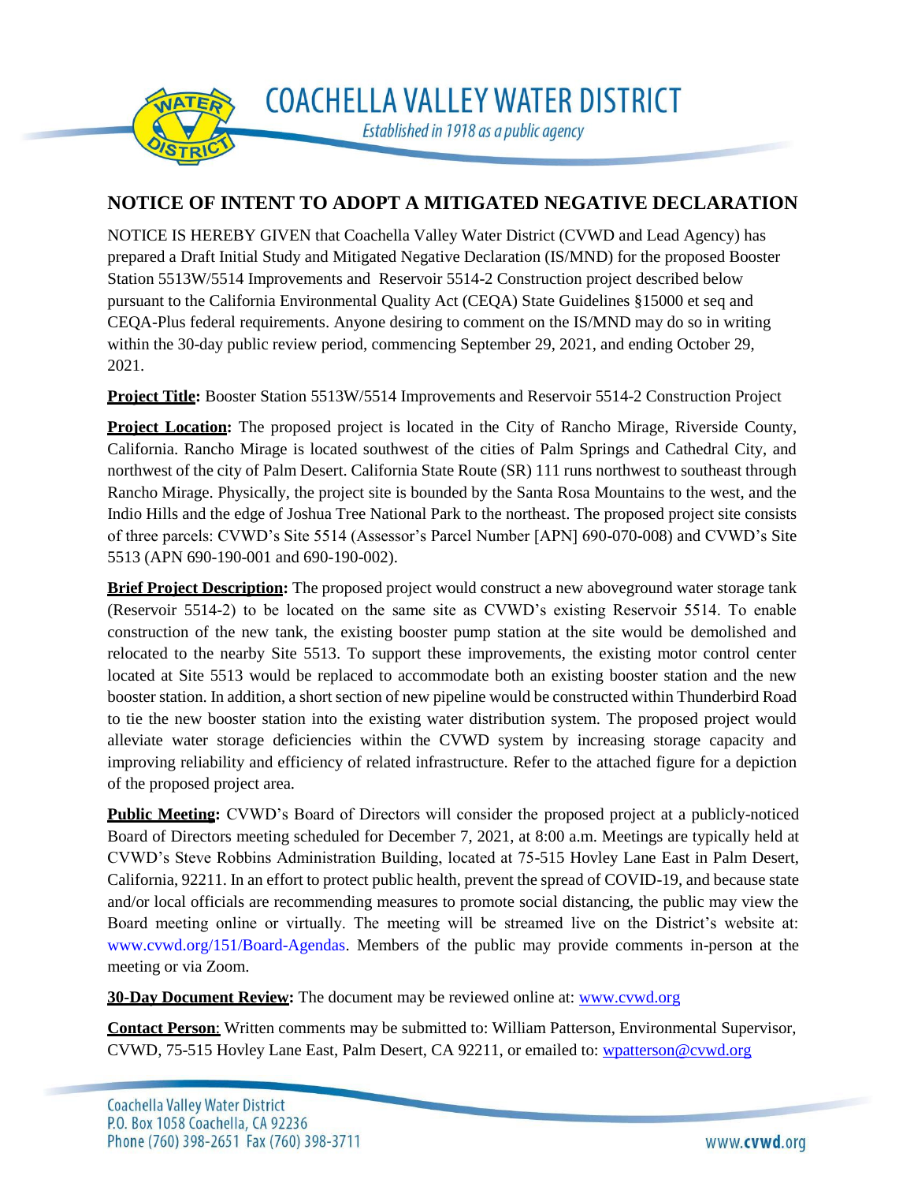# COACHELLA VALLEY WATER DISTRICT

*Established in 1918 as a public agency*

## NOTICE OF INTENT TO ADOPT A MITIGATED NEGATIVE DECLARATION

NOTICE IS HEREBY GIVEN that Coachella Valley Water District (CVWD and Lead Agency) has prepared a Draft Initial Study and Mitigated Negative Declaration (IS/MND) for the proposed Booster Station 5513W/5514 Improvements and Reservoir 5514-2 Construction project described below pursuant to the California Environmental Quality Act (CEQA) State Guidelines §15000 et seq and CEQA-Plus federal requirements. Anyone desiring to comment on the IS/MND may do so in writing within the 30-day public review period, commencing September 29, 2021, and ending October 29, 2021.

**Project Title:** Booster Station 5513W/5514 Improvements and Reservoir 5514-2 Construction Project

**Project Location:** The proposed project is located in the City of Rancho Mirage, Riverside County, California. Rancho Mirage is located southwest of the cities of Palm Springs and Cathedral City, and northwest of the city of Palm Desert. California State Route (SR) 111 runs northwest to southeast through Rancho Mirage. Physically, the project site is bounded by the Santa Rosa Mountains to the west, and the Indio Hills and the edge of Joshua Tree National Park to the northeast. The proposed project site consists of three parcels: CVWD's Site 5514 (Assessor's Parcel Number [APN] 690-070-008) and CVWD's Site 5513 (APN 690-190-001 and 690-190-002).

**Brief Project Description:** The proposed project would construct a new aboveground water storage tank (Reservoir 5514-2) to be located on the same site as CVWD's existing Reservoir 5514. To enable construction of the new tank, the existing booster pump station at the site would be demolished and relocated to the nearby Site 5513. To support these improvements, the existing motor control center located at Site 5513 would be replaced to accommodate both an existing booster station and the new booster station. In addition, a short section of new pipeline would be constructed within Thunderbird Road to tie the new booster station into the existing water distribution system. The proposed project would alleviate water storage deficiencies within the CVWD system by increasing storage capacity and improving reliability and efficiency of related infrastructure. Refer to the attached figure for a depiction of the proposed project area.

**Public Meeting:** CVWD's Board of Directors will consider the proposed project at a publicly-noticed Board of Directors meeting scheduled for December 7, 2021, at 8:00 a.m. Meetings are typically held at CVWD's Steve Robbins Administration Building, located at 75-515 Hovley Lane East in Palm Desert, California, 92211. In an effort to protect public health, prevent the spread of COVID-19, and because state and/or local officials are recommending measures to promote social distancing, the public may view the Board meeting online or virtually. The meeting will be streamed live on the District's website at: www.cvwd.org/151/Board-Agendas. Members of the public may provide comments in-person at the meeting or via Zoom.

**30-Day Document Review:** The document may be reviewed online at: www.cvwd.org

**Contact Person:** Written comments may be submitted to: William Patterson, Environmental Supervisor, CVWD, 75-515 Hovley Lane East, Palm Desert, CA 92211, or emailed to: wpatterson@cvwd.org

Coachella Valley Water District
P.O. Box 1058 Coachella, CA 92236
Phone (760) 398-2651 Fax (760) 398-3711

www.cvwd.org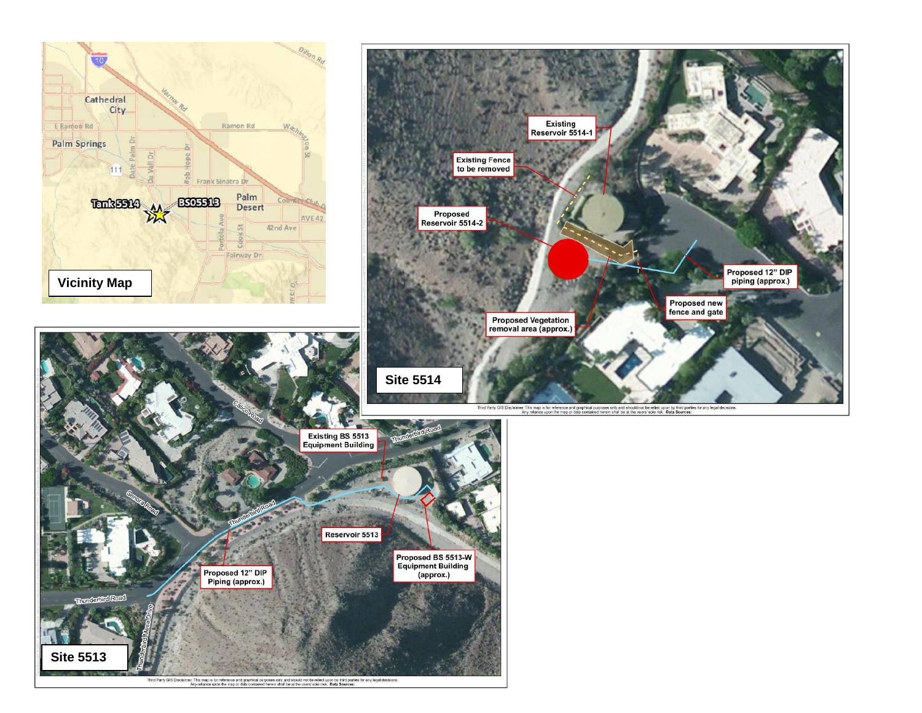Vicinity Map

Tank 5514

BS05513

Cathedral City

Palm Springs

Palm Desert

Dillon Rd

Varner Rd

E Ramon Rd

Ramon Rd

Washington St

Date Palm Dr

Da Vall Dr

Bob Hope Dr

Frank Sinatra Dr

Country Club Dr

AVE 42

42nd Ave

Portola Ave

Cook St

Fairway Dr

10

111

Site 5514

Existing Reservoir 5514-1

Existing Fence to be removed

Proposed Reservoir 5514-2

Proposed 12" DIP piping (approx.)

Proposed new fence and gate

Proposed Vegetation removal area (approx.)

Third Party GIS Disclaimer: This map is for reference and graphical purposes only and should not be relied upon by third parties for any legal decisions. Any reliance upon the map or data contained herein shall be at the users' sole risk. Data Sources:

Site 5513

Calico Road

Thunderbird Road

Sonora Road

Thunderbird Mesa Drive

Existing BS 5513 Equipment Building

Reservoir 5513

Proposed BS 5513-W Equipment Building (approx.)

Proposed 12" DIP Piping (approx.)

Third Party GIS Disclaimer: This map is for reference and graphical purposes only and should not be relied upon by third parties for any legal decisions. Any reliance upon the map or data contained herein shall be at the users' sole risk. Data Sources: